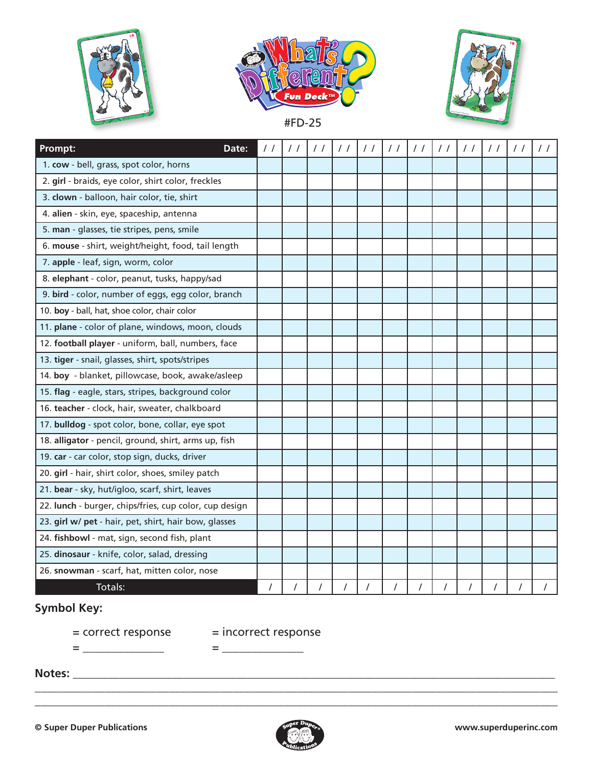# What's Different? Fun Deck™

#FD-25

| Prompt: Date: | / / | / / | / / | / / | / / | / / | / / | / / | / / | / / | / / | / / |
|---|---|---|---|---|---|---|---|---|---|---|---|---|
| 1. **cow** - bell, grass, spot color, horns | | | | | | | | | | | | |
| 2. **girl** - braids, eye color, shirt color, freckles | | | | | | | | | | | | |
| 3. **clown** - balloon, hair color, tie, shirt | | | | | | | | | | | | |
| 4. **alien** - skin, eye, spaceship, antenna | | | | | | | | | | | | |
| 5. **man** - glasses, tie stripes, pens, smile | | | | | | | | | | | | |
| 6. **mouse** - shirt, weight/height, food, tail length | | | | | | | | | | | | |
| 7. **apple** - leaf, sign, worm, color | | | | | | | | | | | | |
| 8. **elephant** - color, peanut, tusks, happy/sad | | | | | | | | | | | | |
| 9. **bird** - color, number of eggs, egg color, branch | | | | | | | | | | | | |
| 10. **boy** - ball, hat, shoe color, chair color | | | | | | | | | | | | |
| 11. **plane** - color of plane, windows, moon, clouds | | | | | | | | | | | | |
| 12. **football player** - uniform, ball, numbers, face | | | | | | | | | | | | |
| 13. **tiger** - snail, glasses, shirt, spots/stripes | | | | | | | | | | | | |
| 14. **boy** - blanket, pillowcase, book, awake/asleep | | | | | | | | | | | | |
| 15. **flag** - eagle, stars, stripes, background color | | | | | | | | | | | | |
| 16. **teacher** - clock, hair, sweater, chalkboard | | | | | | | | | | | | |
| 17. **bulldog** - spot color, bone, collar, eye spot | | | | | | | | | | | | |
| 18. **alligator** - pencil, ground, shirt, arms up, fish | | | | | | | | | | | | |
| 19. **car** - car color, stop sign, ducks, driver | | | | | | | | | | | | |
| 20. **girl** - hair, shirt color, shoes, smiley patch | | | | | | | | | | | | |
| 21. **bear** - sky, hut/igloo, scarf, shirt, leaves | | | | | | | | | | | | |
| 22. **lunch** - burger, chips/fries, cup color, cup design | | | | | | | | | | | | |
| 23. **girl w/ pet** - hair, pet, shirt, hair bow, glasses | | | | | | | | | | | | |
| 24. **fishbowl** - mat, sign, second fish, plant | | | | | | | | | | | | |
| 25. **dinosaur** - knife, color, salad, dressing | | | | | | | | | | | | |
| 26. **snowman** - scarf, hat, mitten color, nose | | | | | | | | | | | | |
| Totals: | / | / | / | / | / | / | / | / | / | / | / | / |

**Symbol Key:**

= correct response = incorrect response

= _______________ = _______________

**Notes:** ____________________________________________________________________________

____________________________________________________________________________________

____________________________________________________________________________________

© Super Duper Publications www.superduperinc.com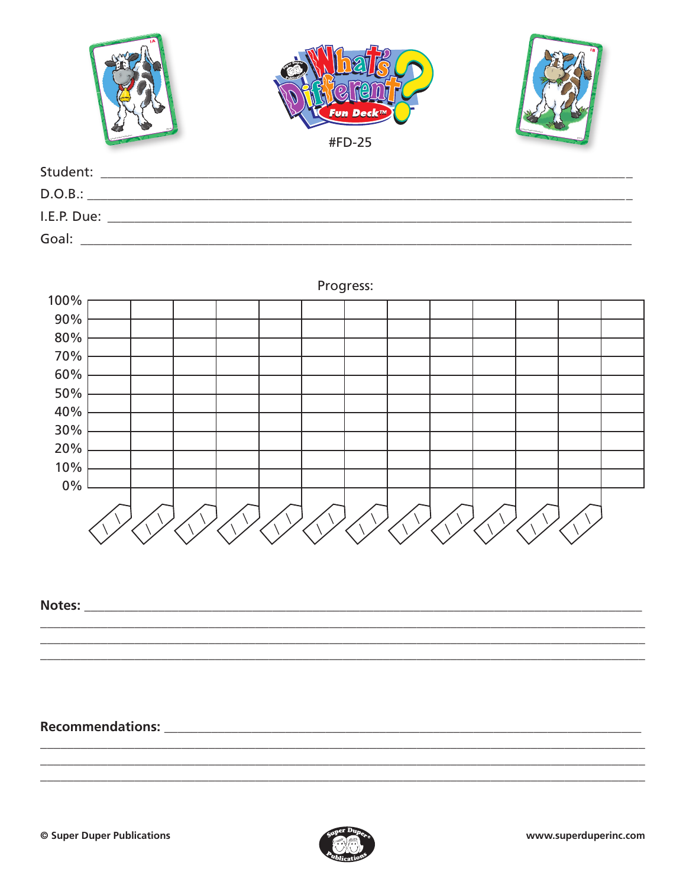#FD-25

Student: ______________________________________________

D.O.B.: ______________________________________________

I.E.P. Due: ______________________________________________

Goal: ______________________________________________

Progress:

100%
90%
80%
70%
60%
50%
40%
30%
20%
10%
0%

**Notes:** ______________________________________________

______________________________________________

______________________________________________

______________________________________________

**Recommendations:** ______________________________________________

______________________________________________

______________________________________________

______________________________________________

**© Super Duper Publications** **www.superduperinc.com**